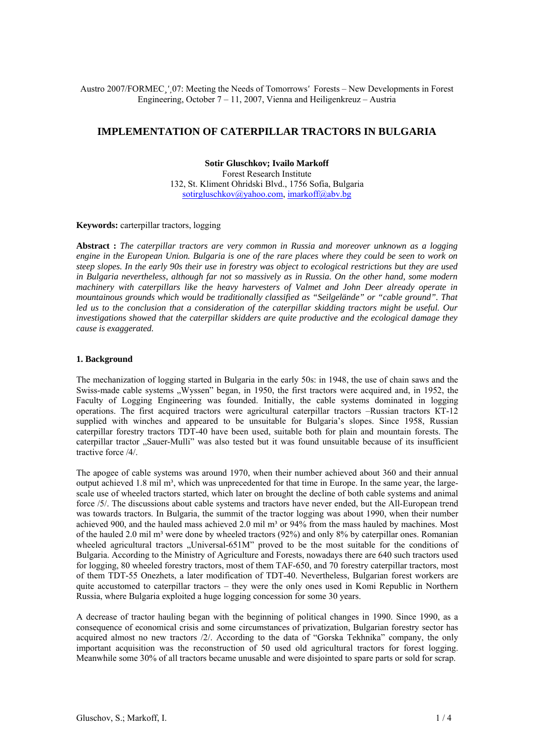Austro 2007/FORMEC¸'¸07: Meeting the Needs of Tomorrows' Forests – New Developments in Forest Engineering, October 7 – 11, 2007, Vienna and Heiligenkreuz – Austria

# IMPLEMENTATION OF CATERPILLAR TRACTORS IN BULGARIA

**Sotir Gluschkov; Ivailo Markoff**
Forest Research Institute
132, St. Kliment Ohridski Blvd., 1756 Sofia, Bulgaria
sotirgluschkov@yahoo.com, imarkoff@abv.bg

**Keywords:** carterpillar tractors, logging

**Abstract :** *The caterpillar tractors are very common in Russia and moreover unknown as a logging engine in the European Union. Bulgaria is one of the rare places where they could be seen to work on steep slopes. In the early 90s their use in forestry was object to ecological restrictions but they are used in Bulgaria nevertheless, although far not so massively as in Russia. On the other hand, some modern machinery with caterpillars like the heavy harvesters of Valmet and John Deer already operate in mountainous grounds which would be traditionally classified as "Seilgelände" or "cable ground". That led us to the conclusion that a consideration of the caterpillar skidding tractors might be useful. Our investigations showed that the caterpillar skidders are quite productive and the ecological damage they cause is exaggerated.*

## 1. Background

The mechanization of logging started in Bulgaria in the early 50s: in 1948, the use of chain saws and the Swiss-made cable systems „Wyssen" began, in 1950, the first tractors were acquired and, in 1952, the Faculty of Logging Engineering was founded. Initially, the cable systems dominated in logging operations. The first acquired tractors were agricultural caterpillar tractors –Russian tractors KT-12 supplied with winches and appeared to be unsuitable for Bulgaria's slopes. Since 1958, Russian caterpillar forestry tractors TDT-40 have been used, suitable both for plain and mountain forests. The caterpillar tractor „Sauer-Mulli" was also tested but it was found unsuitable because of its insufficient tractive force /4/.

The apogee of cable systems was around 1970, when their number achieved about 360 and their annual output achieved 1.8 mil m³, which was unprecedented for that time in Europe. In the same year, the large-scale use of wheeled tractors started, which later on brought the decline of both cable systems and animal force /5/. The discussions about cable systems and tractors have never ended, but the All-European trend was towards tractors. In Bulgaria, the summit of the tractor logging was about 1990, when their number achieved 900, and the hauled mass achieved 2.0 mil m³ or 94% from the mass hauled by machines. Most of the hauled 2.0 mil m³ were done by wheeled tractors (92%) and only 8% by caterpillar ones. Romanian wheeled agricultural tractors „Universal-651M" proved to be the most suitable for the conditions of Bulgaria. According to the Ministry of Agriculture and Forests, nowadays there are 640 such tractors used for logging, 80 wheeled forestry tractors, most of them TAF-650, and 70 forestry caterpillar tractors, most of them TDT-55 Onezhets, a later modification of TDT-40. Nevertheless, Bulgarian forest workers are quite accustomed to caterpillar tractors – they were the only ones used in Komi Republic in Northern Russia, where Bulgaria exploited a huge logging concession for some 30 years.

A decrease of tractor hauling began with the beginning of political changes in 1990. Since 1990, as a consequence of economical crisis and some circumstances of privatization, Bulgarian forestry sector has acquired almost no new tractors /2/. According to the data of "Gorska Tekhnika" company, the only important acquisition was the reconstruction of 50 used old agricultural tractors for forest logging. Meanwhile some 30% of all tractors became unusable and were disjointed to spare parts or sold for scrap.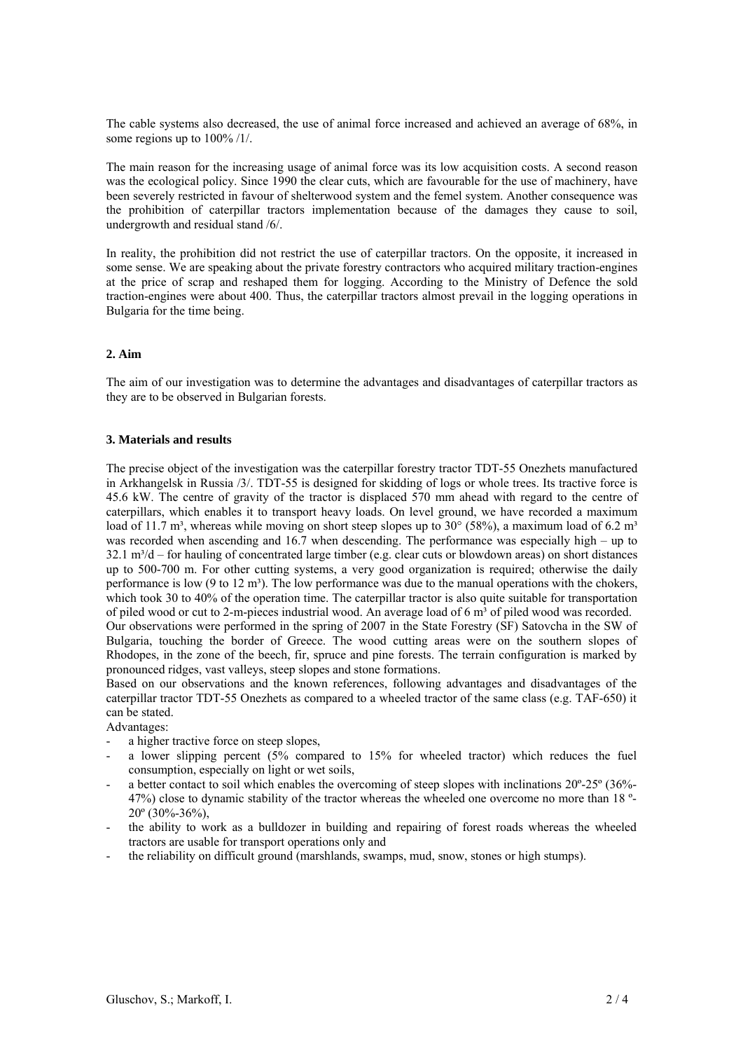The cable systems also decreased, the use of animal force increased and achieved an average of 68%, in some regions up to 100% /1/.

The main reason for the increasing usage of animal force was its low acquisition costs. A second reason was the ecological policy. Since 1990 the clear cuts, which are favourable for the use of machinery, have been severely restricted in favour of shelterwood system and the femel system. Another consequence was the prohibition of caterpillar tractors implementation because of the damages they cause to soil, undergrowth and residual stand /6/.

In reality, the prohibition did not restrict the use of caterpillar tractors. On the opposite, it increased in some sense. We are speaking about the private forestry contractors who acquired military traction-engines at the price of scrap and reshaped them for logging. According to the Ministry of Defence the sold traction-engines were about 400. Thus, the caterpillar tractors almost prevail in the logging operations in Bulgaria for the time being.

## 2. Aim

The aim of our investigation was to determine the advantages and disadvantages of caterpillar tractors as they are to be observed in Bulgarian forests.

## 3. Materials and results

The precise object of the investigation was the caterpillar forestry tractor TDT-55 Onezhets manufactured in Arkhangelsk in Russia /3/. TDT-55 is designed for skidding of logs or whole trees. Its tractive force is 45.6 kW. The centre of gravity of the tractor is displaced 570 mm ahead with regard to the centre of caterpillars, which enables it to transport heavy loads. On level ground, we have recorded a maximum load of 11.7 m³, whereas while moving on short steep slopes up to 30° (58%), a maximum load of 6.2 m³ was recorded when ascending and 16.7 when descending. The performance was especially high – up to 32.1 m³/d – for hauling of concentrated large timber (e.g. clear cuts or blowdown areas) on short distances up to 500-700 m. For other cutting systems, a very good organization is required; otherwise the daily performance is low (9 to 12 m³). The low performance was due to the manual operations with the chokers, which took 30 to 40% of the operation time. The caterpillar tractor is also quite suitable for transportation of piled wood or cut to 2-m-pieces industrial wood. An average load of 6 m³ of piled wood was recorded.
Our observations were performed in the spring of 2007 in the State Forestry (SF) Satovcha in the SW of Bulgaria, touching the border of Greece. The wood cutting areas were on the southern slopes of Rhodopes, in the zone of the beech, fir, spruce and pine forests. The terrain configuration is marked by pronounced ridges, vast valleys, steep slopes and stone formations.
Based on our observations and the known references, following advantages and disadvantages of the caterpillar tractor TDT-55 Onezhets as compared to a wheeled tractor of the same class (e.g. TAF-650) it can be stated.
Advantages:

- a higher tractive force on steep slopes,
- a lower slipping percent (5% compared to 15% for wheeled tractor) which reduces the fuel consumption, especially on light or wet soils,
- a better contact to soil which enables the overcoming of steep slopes with inclinations 20º-25º (36%-47%) close to dynamic stability of the tractor whereas the wheeled one overcome no more than 18 º-20º (30%-36%),
- the ability to work as a bulldozer in building and repairing of forest roads whereas the wheeled tractors are usable for transport operations only and
- the reliability on difficult ground (marshlands, swamps, mud, snow, stones or high stumps).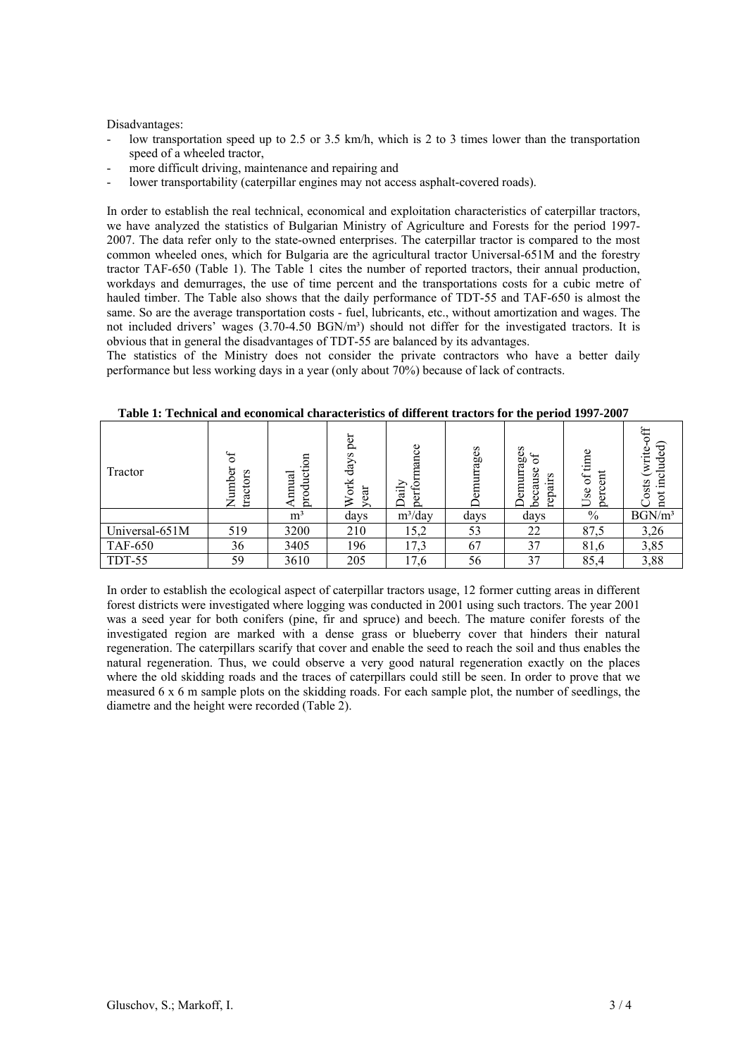Disadvantages:

- low transportation speed up to 2.5 or 3.5 km/h, which is 2 to 3 times lower than the transportation speed of a wheeled tractor,
- more difficult driving, maintenance and repairing and
- lower transportability (caterpillar engines may not access asphalt-covered roads).

In order to establish the real technical, economical and exploitation characteristics of caterpillar tractors, we have analyzed the statistics of Bulgarian Ministry of Agriculture and Forests for the period 1997-2007. The data refer only to the state-owned enterprises. The caterpillar tractor is compared to the most common wheeled ones, which for Bulgaria are the agricultural tractor Universal-651M and the forestry tractor TAF-650 (Table 1). The Table 1 cites the number of reported tractors, their annual production, workdays and demurrages, the use of time percent and the transportations costs for a cubic metre of hauled timber. The Table also shows that the daily performance of TDT-55 and TAF-650 is almost the same. So are the average transportation costs - fuel, lubricants, etc., without amortization and wages. The not included drivers' wages (3.70-4.50 BGN/m³) should not differ for the investigated tractors. It is obvious that in general the disadvantages of TDT-55 are balanced by its advantages.

The statistics of the Ministry does not consider the private contractors who have a better daily performance but less working days in a year (only about 70%) because of lack of contracts.

**Table 1: Technical and economical characteristics of different tractors for the period 1997-2007**

| Tractor | Number of tractors | Annual production | Work days per year | Daily performance | Demurrages | Demurrages because of repairs | Use of time percent | Costs (write-off not included) |
|---|---|---|---|---|---|---|---|---|
| | | m³ | days | m³/day | days | days | % | BGN/m³ |
| Universal-651M | 519 | 3200 | 210 | 15,2 | 53 | 22 | 87,5 | 3,26 |
| TAF-650 | 36 | 3405 | 196 | 17,3 | 67 | 37 | 81,6 | 3,85 |
| TDT-55 | 59 | 3610 | 205 | 17,6 | 56 | 37 | 85,4 | 3,88 |

In order to establish the ecological aspect of caterpillar tractors usage, 12 former cutting areas in different forest districts were investigated where logging was conducted in 2001 using such tractors. The year 2001 was a seed year for both conifers (pine, fir and spruce) and beech. The mature conifer forests of the investigated region are marked with a dense grass or blueberry cover that hinders their natural regeneration. The caterpillars scarify that cover and enable the seed to reach the soil and thus enables the natural regeneration. Thus, we could observe a very good natural regeneration exactly on the places where the old skidding roads and the traces of caterpillars could still be seen. In order to prove that we measured 6 x 6 m sample plots on the skidding roads. For each sample plot, the number of seedlings, the diametre and the height were recorded (Table 2).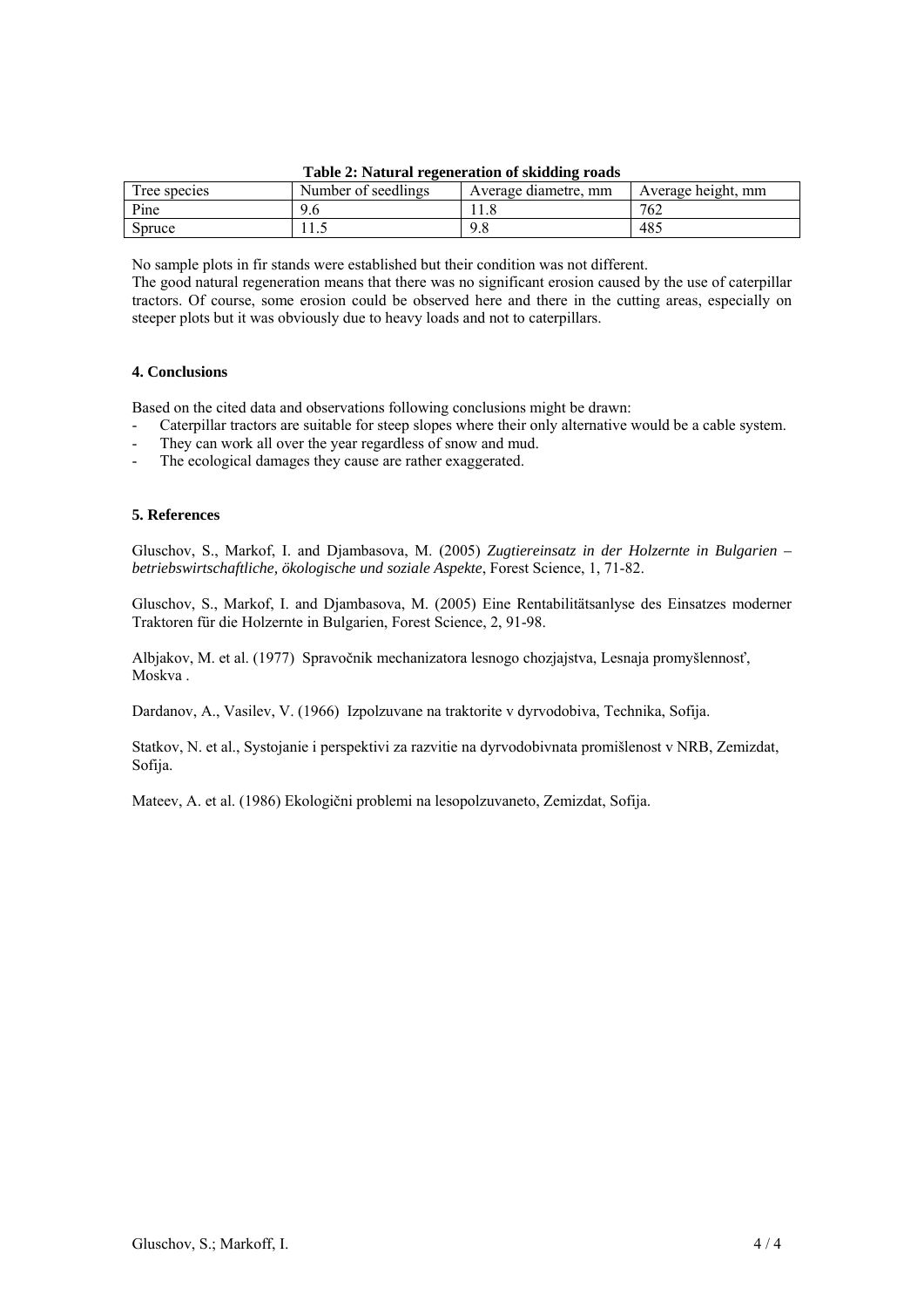**Table 2: Natural regeneration of skidding roads**

| Tree species | Number of seedlings | Average diametre, mm | Average height, mm |
|---|---|---|---|
| Pine | 9.6 | 11.8 | 762 |
| Spruce | 11.5 | 9.8 | 485 |

No sample plots in fir stands were established but their condition was not different.
The good natural regeneration means that there was no significant erosion caused by the use of caterpillar tractors. Of course, some erosion could be observed here and there in the cutting areas, especially on steeper plots but it was obviously due to heavy loads and not to caterpillars.

### 4. Conclusions

Based on the cited data and observations following conclusions might be drawn:

- Caterpillar tractors are suitable for steep slopes where their only alternative would be a cable system.
- They can work all over the year regardless of snow and mud.
- The ecological damages they cause are rather exaggerated.

### 5. References

Gluschov, S., Markof, I. and Djambasova, M. (2005) *Zugtiereinsatz in der Holzernte in Bulgarien – betriebswirtschaftliche, ökologische und soziale Aspekte*, Forest Science, 1, 71-82.

Gluschov, S., Markof, I. and Djambasova, M. (2005) Eine Rentabilitätsanlyse des Einsatzes moderner Traktoren für die Holzernte in Bulgarien, Forest Science, 2, 91-98.

Albjakov, M. et al. (1977) Spravočnik mechanizatora lesnogo chozjajstva, Lesnaja promyšlennosť, Moskva .

Dardanov, A., Vasilev, V. (1966) Izpolzuvane na traktorite v dyrvodobiva, Technika, Sofija.

Statkov, N. et al., Systojanie i perspektivi za razvitie na dyrvodobivnata promišlenost v NRB, Zemizdat, Sofija.

Mateev, A. et al. (1986) Ekologični problemi na lesopolzuvaneto, Zemizdat, Sofija.